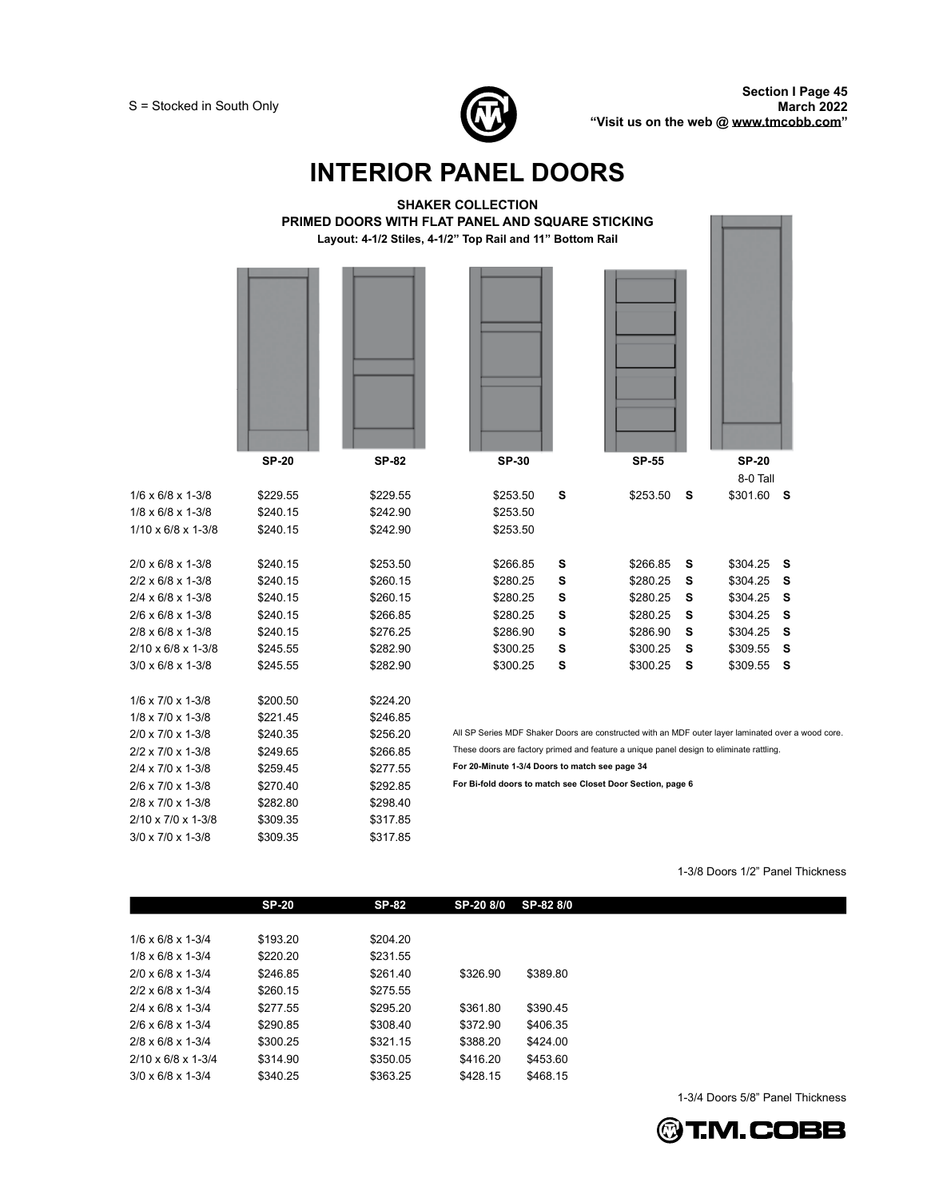S = Stocked in South Only

# INTERIOR PANEL DOORS

## SHAKER COLLECTION

### PRIMED DOORS WITH FLAT PANEL AND SQUARE STICKING

**Layout: 4-1/2 Stiles, 4-1/2" Top Rail and 11" Bottom Rail**

| | SP-20 | SP-82 | SP-30 | | SP-55 | | SP-20 8-0 Tall | |
|---|---|---|---|---|---|---|---|---|
| 1/6 x 6/8 x 1-3/8 | $229.55 | $229.55 | $253.50 | S | $253.50 | S | $301.60 | S |
| 1/8 x 6/8 x 1-3/8 | $240.15 | $242.90 | $253.50 | | | | | |
| 1/10 x 6/8 x 1-3/8 | $240.15 | $242.90 | $253.50 | | | | | |
| 2/0 x 6/8 x 1-3/8 | $240.15 | $253.50 | $266.85 | S | $266.85 | S | $304.25 | S |
| 2/2 x 6/8 x 1-3/8 | $240.15 | $260.15 | $280.25 | S | $280.25 | S | $304.25 | S |
| 2/4 x 6/8 x 1-3/8 | $240.15 | $260.15 | $280.25 | S | $280.25 | S | $304.25 | S |
| 2/6 x 6/8 x 1-3/8 | $240.15 | $266.85 | $280.25 | S | $280.25 | S | $304.25 | S |
| 2/8 x 6/8 x 1-3/8 | $240.15 | $276.25 | $286.90 | S | $286.90 | S | $304.25 | S |
| 2/10 x 6/8 x 1-3/8 | $245.55 | $282.90 | $300.25 | S | $300.25 | S | $309.55 | S |
| 3/0 x 6/8 x 1-3/8 | $245.55 | $282.90 | $300.25 | S | $300.25 | S | $309.55 | S |
| 1/6 x 7/0 x 1-3/8 | $200.50 | $224.20 | | | | | | |
| 1/8 x 7/0 x 1-3/8 | $221.45 | $246.85 | | | | | | |
| 2/0 x 7/0 x 1-3/8 | $240.35 | $256.20 | | | | | | |
| 2/2 x 7/0 x 1-3/8 | $249.65 | $266.85 | | | | | | |
| 2/4 x 7/0 x 1-3/8 | $259.45 | $277.55 | | | | | | |
| 2/6 x 7/0 x 1-3/8 | $270.40 | $292.85 | | | | | | |
| 2/8 x 7/0 x 1-3/8 | $282.80 | $298.40 | | | | | | |
| 2/10 x 7/0 x 1-3/8 | $309.35 | $317.85 | | | | | | |
| 3/0 x 7/0 x 1-3/8 | $309.35 | $317.85 | | | | | | |

All SP Series MDF Shaker Doors are constructed with an MDF outer layer laminated over a wood core.

These doors are factory primed and feature a unique panel design to eliminate rattling.

**For 20-Minute 1-3/4 Doors to match see page 34**

**For Bi-fold doors to match see Closet Door Section, page 6**

1-3/8 Doors 1/2" Panel Thickness

| | SP-20 | SP-82 | SP-20 8/0 | SP-82 8/0 |
|---|---|---|---|---|
| 1/6 x 6/8 x 1-3/4 | $193.20 | $204.20 | | |
| 1/8 x 6/8 x 1-3/4 | $220.20 | $231.55 | | |
| 2/0 x 6/8 x 1-3/4 | $246.85 | $261.40 | $326.90 | $389.80 |
| 2/2 x 6/8 x 1-3/4 | $260.15 | $275.55 | | |
| 2/4 x 6/8 x 1-3/4 | $277.55 | $295.20 | $361.80 | $390.45 |
| 2/6 x 6/8 x 1-3/4 | $290.85 | $308.40 | $372.90 | $406.35 |
| 2/8 x 6/8 x 1-3/4 | $300.25 | $321.15 | $388.20 | $424.00 |
| 2/10 x 6/8 x 1-3/4 | $314.90 | $350.05 | $416.20 | $453.60 |
| 3/0 x 6/8 x 1-3/4 | $340.25 | $363.25 | $428.15 | $468.15 |

1-3/4 Doors 5/8" Panel Thickness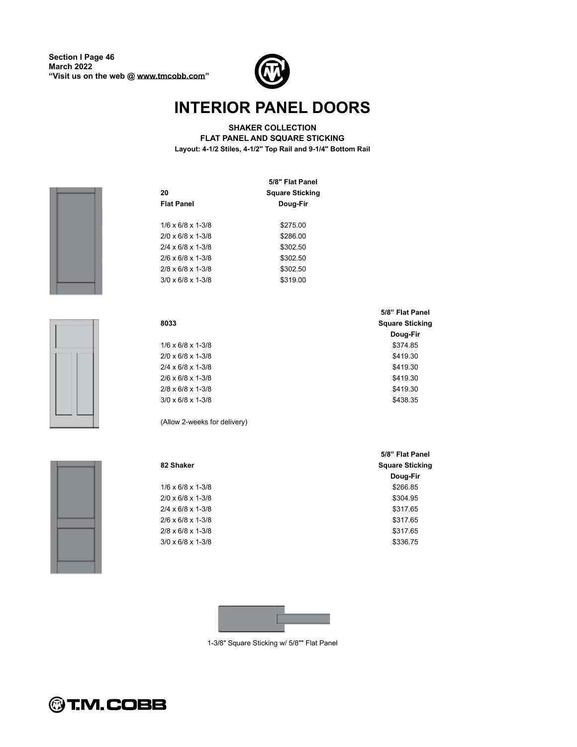# INTERIOR PANEL DOORS

**SHAKER COLLECTION**
**FLAT PANEL AND SQUARE STICKING**
**Layout: 4-1/2 Stiles, 4-1/2" Top Rail and 9-1/4" Bottom Rail**

| 20 Flat Panel | 5/8" Flat Panel Square Sticking Doug-Fir |
|---|---|
| 1/6 x 6/8 x 1-3/8 | $275.00 |
| 2/0 x 6/8 x 1-3/8 | $286.00 |
| 2/4 x 6/8 x 1-3/8 | $302.50 |
| 2/6 x 6/8 x 1-3/8 | $302.50 |
| 2/8 x 6/8 x 1-3/8 | $302.50 |
| 3/0 x 6/8 x 1-3/8 | $319.00 |

| 8033 | 5/8" Flat Panel Square Sticking Doug-Fir |
|---|---|
| 1/6 x 6/8 x 1-3/8 | $374.85 |
| 2/0 x 6/8 x 1-3/8 | $419.30 |
| 2/4 x 6/8 x 1-3/8 | $419.30 |
| 2/6 x 6/8 x 1-3/8 | $419.30 |
| 2/8 x 6/8 x 1-3/8 | $419.30 |
| 3/0 x 6/8 x 1-3/8 | $438.35 |

(Allow 2-weeks for delivery)

| 82 Shaker | 5/8" Flat Panel Square Sticking Doug-Fir |
|---|---|
| 1/6 x 6/8 x 1-3/8 | $266.85 |
| 2/0 x 6/8 x 1-3/8 | $304.95 |
| 2/4 x 6/8 x 1-3/8 | $317.65 |
| 2/6 x 6/8 x 1-3/8 | $317.65 |
| 2/8 x 6/8 x 1-3/8 | $317.65 |
| 3/0 x 6/8 x 1-3/8 | $336.75 |

1-3/8" Square Sticking w/ 5/8"" Flat Panel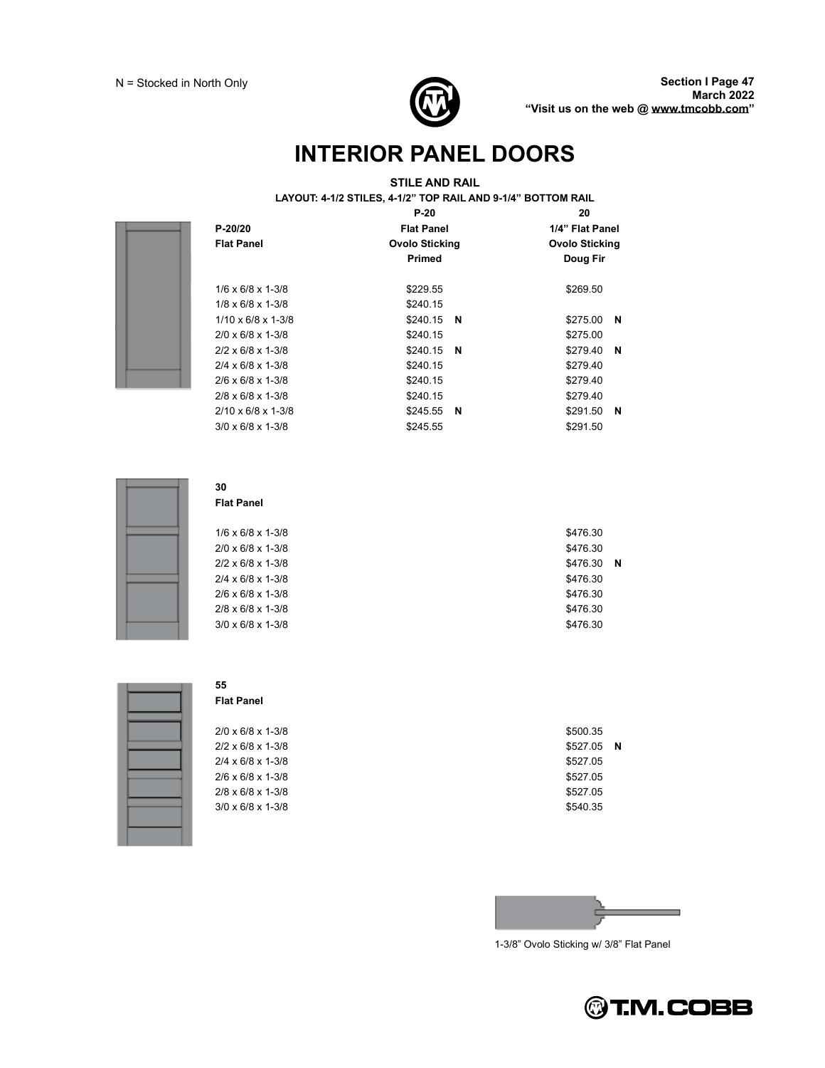N = Stocked in North Only

# INTERIOR PANEL DOORS

**STILE AND RAIL**

**LAYOUT: 4-1/2 STILES, 4-1/2" TOP RAIL AND 9-1/4" BOTTOM RAIL**

| P-20/20 Flat Panel | P-20 Flat Panel Ovolo Sticking Primed | 20 1/4" Flat Panel Ovolo Sticking Doug Fir |
|---|---|---|
| 1/6 x 6/8 x 1-3/8 | $229.55 | $269.50 |
| 1/8 x 6/8 x 1-3/8 | $240.15 | |
| 1/10 x 6/8 x 1-3/8 | $240.15 **N** | $275.00 **N** |
| 2/0 x 6/8 x 1-3/8 | $240.15 | $275.00 |
| 2/2 x 6/8 x 1-3/8 | $240.15 **N** | $279.40 **N** |
| 2/4 x 6/8 x 1-3/8 | $240.15 | $279.40 |
| 2/6 x 6/8 x 1-3/8 | $240.15 | $279.40 |
| 2/8 x 6/8 x 1-3/8 | $240.15 | $279.40 |
| 2/10 x 6/8 x 1-3/8 | $245.55 **N** | $291.50 **N** |
| 3/0 x 6/8 x 1-3/8 | $245.55 | $291.50 |

| 30 Flat Panel | |
|---|---|
| 1/6 x 6/8 x 1-3/8 | $476.30 |
| 2/0 x 6/8 x 1-3/8 | $476.30 |
| 2/2 x 6/8 x 1-3/8 | $476.30 **N** |
| 2/4 x 6/8 x 1-3/8 | $476.30 |
| 2/6 x 6/8 x 1-3/8 | $476.30 |
| 2/8 x 6/8 x 1-3/8 | $476.30 |
| 3/0 x 6/8 x 1-3/8 | $476.30 |

| 55 Flat Panel | |
|---|---|
| 2/0 x 6/8 x 1-3/8 | $500.35 |
| 2/2 x 6/8 x 1-3/8 | $527.05 **N** |
| 2/4 x 6/8 x 1-3/8 | $527.05 |
| 2/6 x 6/8 x 1-3/8 | $527.05 |
| 2/8 x 6/8 x 1-3/8 | $527.05 |
| 3/0 x 6/8 x 1-3/8 | $540.35 |

1-3/8" Ovolo Sticking w/ 3/8" Flat Panel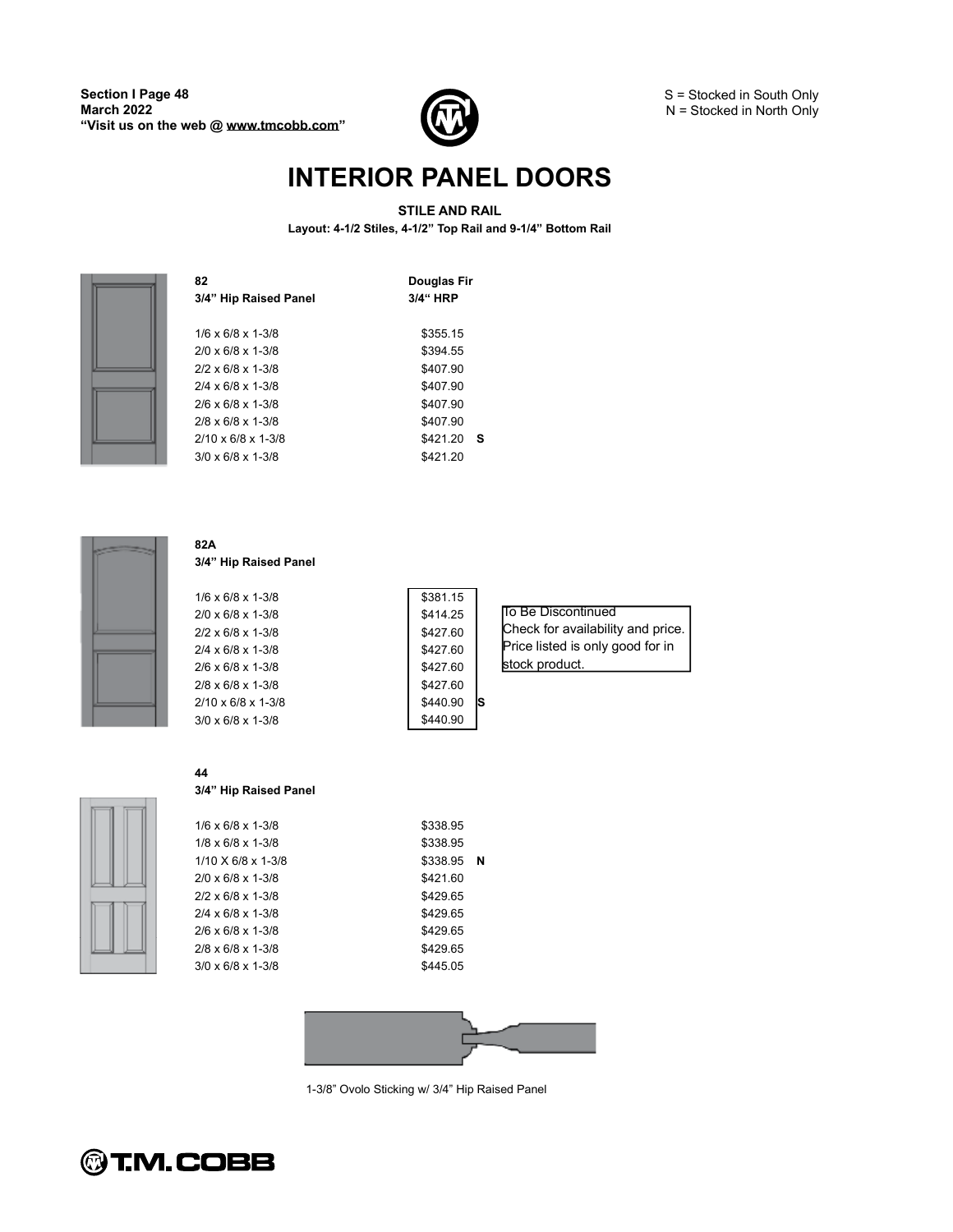S = Stocked in South Only
N = Stocked in North Only

# INTERIOR PANEL DOORS

**STILE AND RAIL**

**Layout: 4-1/2 Stiles, 4-1/2" Top Rail and 9-1/4" Bottom Rail**

| **82** **3/4" Hip Raised Panel** | **Douglas Fir** **3/4" HRP** | |
|---|---|---|
| 1/6 x 6/8 x 1-3/8 | $355.15 | |
| 2/0 x 6/8 x 1-3/8 | $394.55 | |
| 2/2 x 6/8 x 1-3/8 | $407.90 | |
| 2/4 x 6/8 x 1-3/8 | $407.90 | |
| 2/6 x 6/8 x 1-3/8 | $407.90 | |
| 2/8 x 6/8 x 1-3/8 | $407.90 | |
| 2/10 x 6/8 x 1-3/8 | $421.20 | **S** |
| 3/0 x 6/8 x 1-3/8 | $421.20 | |

| **82A** **3/4" Hip Raised Panel** | | |
|---|---|---|
| 1/6 x 6/8 x 1-3/8 | $381.15 | |
| 2/0 x 6/8 x 1-3/8 | $414.25 | |
| 2/2 x 6/8 x 1-3/8 | $427.60 | |
| 2/4 x 6/8 x 1-3/8 | $427.60 | |
| 2/6 x 6/8 x 1-3/8 | $427.60 | |
| 2/8 x 6/8 x 1-3/8 | $427.60 | |
| 2/10 x 6/8 x 1-3/8 | $440.90 | **S** |
| 3/0 x 6/8 x 1-3/8 | $440.90 | |

To Be Discontinued
Check for availability and price.
Price listed is only good for in stock product.

| **44** **3/4" Hip Raised Panel** | | |
|---|---|---|
| 1/6 x 6/8 x 1-3/8 | $338.95 | |
| 1/8 x 6/8 x 1-3/8 | $338.95 | |
| 1/10 X 6/8 x 1-3/8 | $338.95 | **N** |
| 2/0 x 6/8 x 1-3/8 | $421.60 | |
| 2/2 x 6/8 x 1-3/8 | $429.65 | |
| 2/4 x 6/8 x 1-3/8 | $429.65 | |
| 2/6 x 6/8 x 1-3/8 | $429.65 | |
| 2/8 x 6/8 x 1-3/8 | $429.65 | |
| 3/0 x 6/8 x 1-3/8 | $445.05 | |

1-3/8" Ovolo Sticking w/ 3/4" Hip Raised Panel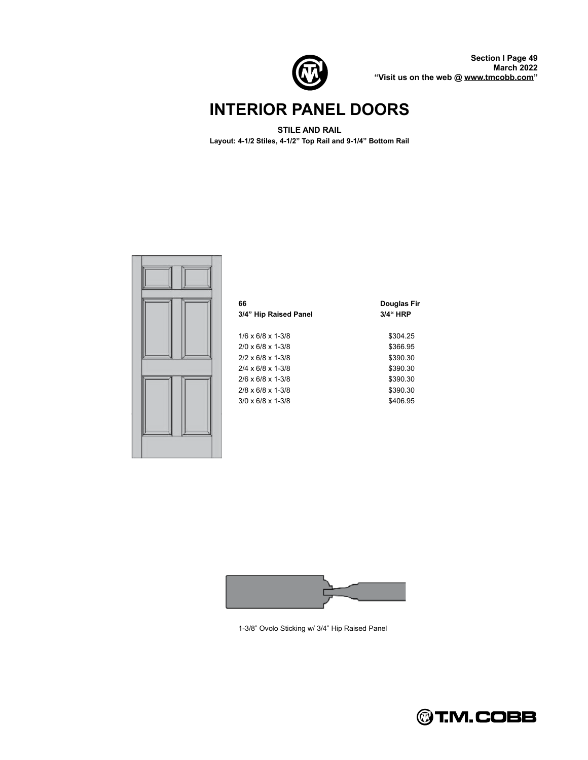# INTERIOR PANEL DOORS

**STILE AND RAIL**

**Layout: 4-1/2 Stiles, 4-1/2" Top Rail and 9-1/4" Bottom Rail**

| **66**<br>**3/4" Hip Raised Panel** | **Douglas Fir**<br>**3/4" HRP** |
|---|---|
| 1/6 x 6/8 x 1-3/8 | $304.25 |
| 2/0 x 6/8 x 1-3/8 | $366.95 |
| 2/2 x 6/8 x 1-3/8 | $390.30 |
| 2/4 x 6/8 x 1-3/8 | $390.30 |
| 2/6 x 6/8 x 1-3/8 | $390.30 |
| 2/8 x 6/8 x 1-3/8 | $390.30 |
| 3/0 x 6/8 x 1-3/8 | $406.95 |

1-3/8" Ovolo Sticking w/ 3/4" Hip Raised Panel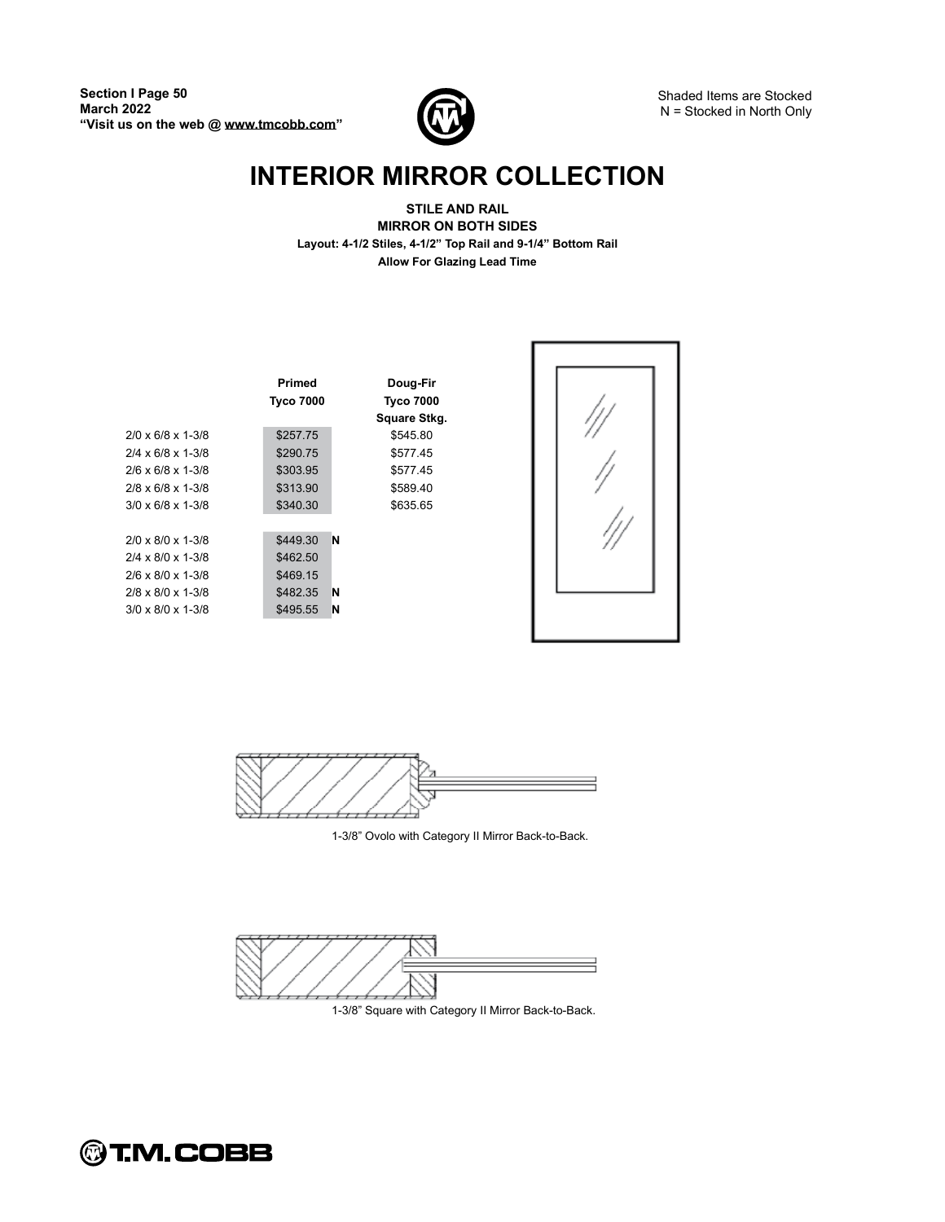Shaded Items are Stocked
N = Stocked in North Only

# INTERIOR MIRROR COLLECTION

**STILE AND RAIL**
**MIRROR ON BOTH SIDES**
**Layout: 4-1/2 Stiles, 4-1/2" Top Rail and 9-1/4" Bottom Rail**
**Allow For Glazing Lead Time**

| | Primed Tyco 7000 | | Doug-Fir Tyco 7000 Square Stkg. |
|---|---|---|---|
| 2/0 x 6/8 x 1-3/8 | $257.75 | | $545.80 |
| 2/4 x 6/8 x 1-3/8 | $290.75 | | $577.45 |
| 2/6 x 6/8 x 1-3/8 | $303.95 | | $577.45 |
| 2/8 x 6/8 x 1-3/8 | $313.90 | | $589.40 |
| 3/0 x 6/8 x 1-3/8 | $340.30 | | $635.65 |
| | | | |
| 2/0 x 8/0 x 1-3/8 | $449.30 | N | |
| 2/4 x 8/0 x 1-3/8 | $462.50 | | |
| 2/6 x 8/0 x 1-3/8 | $469.15 | | |
| 2/8 x 8/0 x 1-3/8 | $482.35 | N | |
| 3/0 x 8/0 x 1-3/8 | $495.55 | N | |

1-3/8" Ovolo with Category II Mirror Back-to-Back.

1-3/8" Square with Category II Mirror Back-to-Back.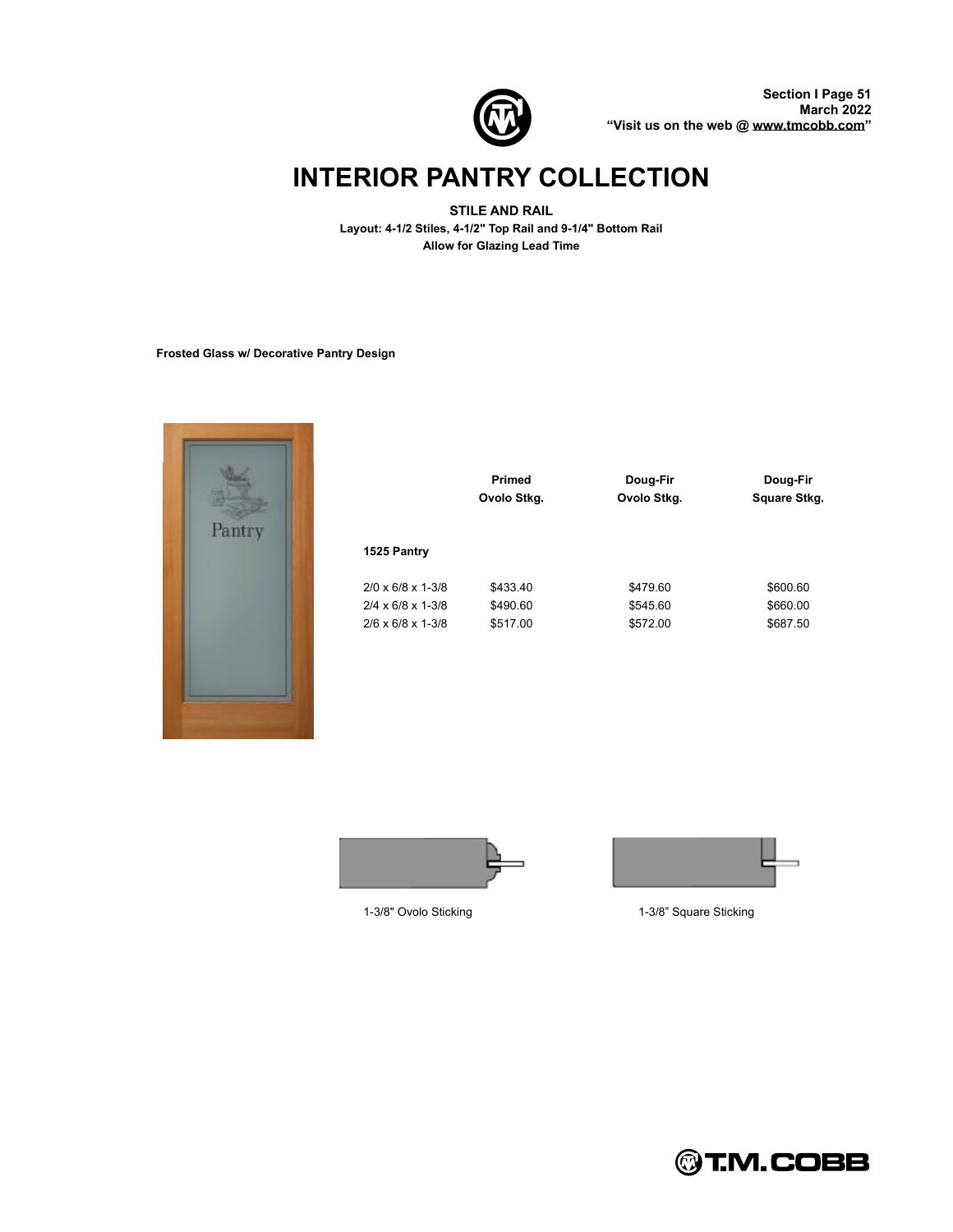# INTERIOR PANTRY COLLECTION

**STILE AND RAIL**

**Layout: 4-1/2 Stiles, 4-1/2" Top Rail and 9-1/4" Bottom Rail**

**Allow for Glazing Lead Time**

**Frosted Glass w/ Decorative Pantry Design**

| | Primed Ovolo Stkg. | Doug-Fir Ovolo Stkg. | Doug-Fir Square Stkg. |
|---|---|---|---|
| **1525 Pantry** | | | |
| 2/0 x 6/8 x 1-3/8 | $433.40 | $479.60 | $600.60 |
| 2/4 x 6/8 x 1-3/8 | $490.60 | $545.60 | $660.00 |
| 2/6 x 6/8 x 1-3/8 | $517.00 | $572.00 | $687.50 |

1-3/8" Ovolo Sticking

1-3/8" Square Sticking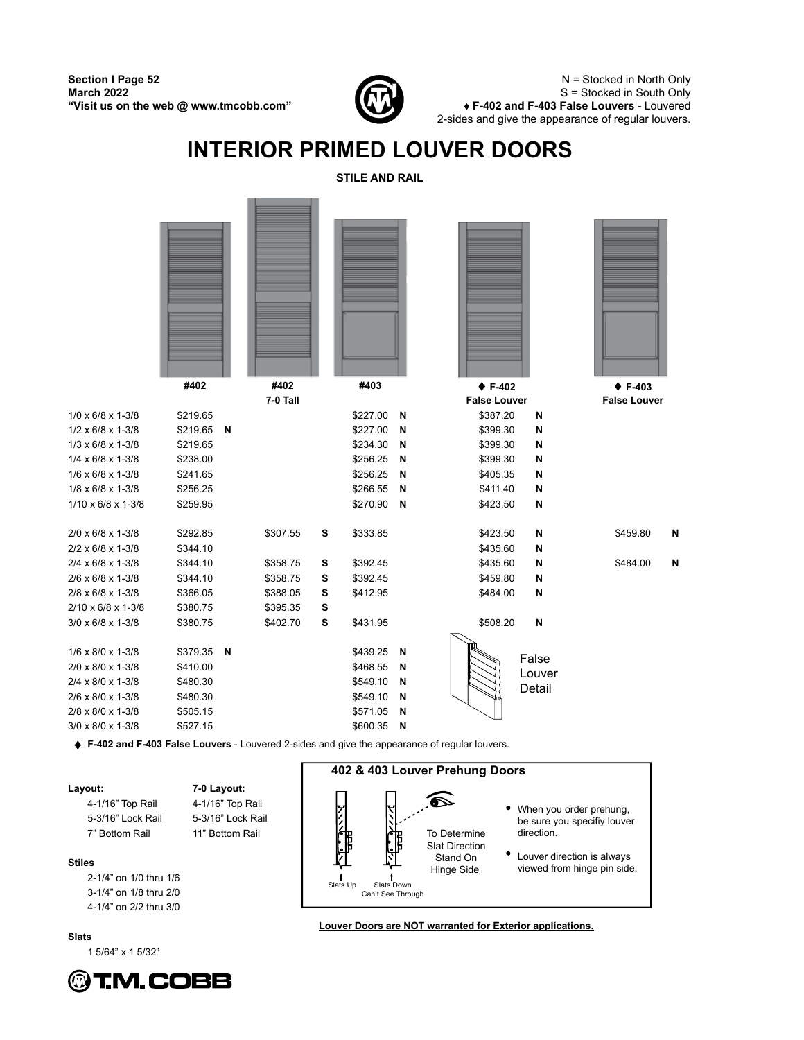Section I Page 52
March 2022
"Visit us on the web @ www.tmcobb.com"

N = Stocked in North Only
S = Stocked in South Only
♦ **F-402 and F-403 False Louvers** - Louvered 2-sides and give the appearance of regular louvers.

# INTERIOR PRIMED LOUVER DOORS

**STILE AND RAIL**

| | #402 | | #402 7-0 Tall | | #403 | | ♦ F-402 False Louver | | ♦ F-403 False Louver | |
|---|---|---|---|---|---|---|---|---|---|---|
| 1/0 x 6/8 x 1-3/8 | $219.65 | | | | $227.00 | N | $387.20 | N | | |
| 1/2 x 6/8 x 1-3/8 | $219.65 | N | | | $227.00 | N | $399.30 | N | | |
| 1/3 x 6/8 x 1-3/8 | $219.65 | | | | $234.30 | N | $399.30 | N | | |
| 1/4 x 6/8 x 1-3/8 | $238.00 | | | | $256.25 | N | $399.30 | N | | |
| 1/6 x 6/8 x 1-3/8 | $241.65 | | | | $256.25 | N | $405.35 | N | | |
| 1/8 x 6/8 x 1-3/8 | $256.25 | | | | $266.55 | N | $411.40 | N | | |
| 1/10 x 6/8 x 1-3/8 | $259.95 | | | | $270.90 | N | $423.50 | N | | |
| 2/0 x 6/8 x 1-3/8 | $292.85 | | $307.55 | S | $333.85 | | $423.50 | N | $459.80 | N |
| 2/2 x 6/8 x 1-3/8 | $344.10 | | | | | | $435.60 | N | | |
| 2/4 x 6/8 x 1-3/8 | $344.10 | | $358.75 | S | $392.45 | | $435.60 | N | $484.00 | N |
| 2/6 x 6/8 x 1-3/8 | $344.10 | | $358.75 | S | $392.45 | | $459.80 | N | | |
| 2/8 x 6/8 x 1-3/8 | $366.05 | | $388.05 | S | $412.95 | | $484.00 | N | | |
| 2/10 x 6/8 x 1-3/8 | $380.75 | | $395.35 | S | | | | | | |
| 3/0 x 6/8 x 1-3/8 | $380.75 | | $402.70 | S | $431.95 | | $508.20 | N | | |
| 1/6 x 8/0 x 1-3/8 | $379.35 | N | | | $439.25 | N | | | | |
| 2/0 x 8/0 x 1-3/8 | $410.00 | | | | $468.55 | N | | | | |
| 2/4 x 8/0 x 1-3/8 | $480.30 | | | | $549.10 | N | | | | |
| 2/6 x 8/0 x 1-3/8 | $480.30 | | | | $549.10 | N | | | | |
| 2/8 x 8/0 x 1-3/8 | $505.15 | | | | $571.05 | N | | | | |
| 3/0 x 8/0 x 1-3/8 | $527.15 | | | | $600.35 | N | | | | |

False Louver Detail

♦ **F-402 and F-403 False Louvers** - Louvered 2-sides and give the appearance of regular louvers.

**Layout:**
4-1/16" Top Rail
5-3/16" Lock Rail
7" Bottom Rail

**7-0 Layout:**
4-1/16" Top Rail
5-3/16" Lock Rail
11" Bottom Rail

**Stiles**
2-1/4" on 1/0 thru 1/6
3-1/4" on 1/8 thru 2/0
4-1/4" on 2/2 thru 3/0

**Slats**
1 5/64" x 1 5/32"

**402 & 403 Louver Prehung Doors**

Slats Up
Slats Down Can't See Through
To Determine Slat Direction Stand On Hinge Side

- When you order prehung, be sure you specifiy louver direction.
- Louver direction is always viewed from hinge pin side.

**Louver Doors are NOT warranted for Exterior applications.**

T.M. COBB